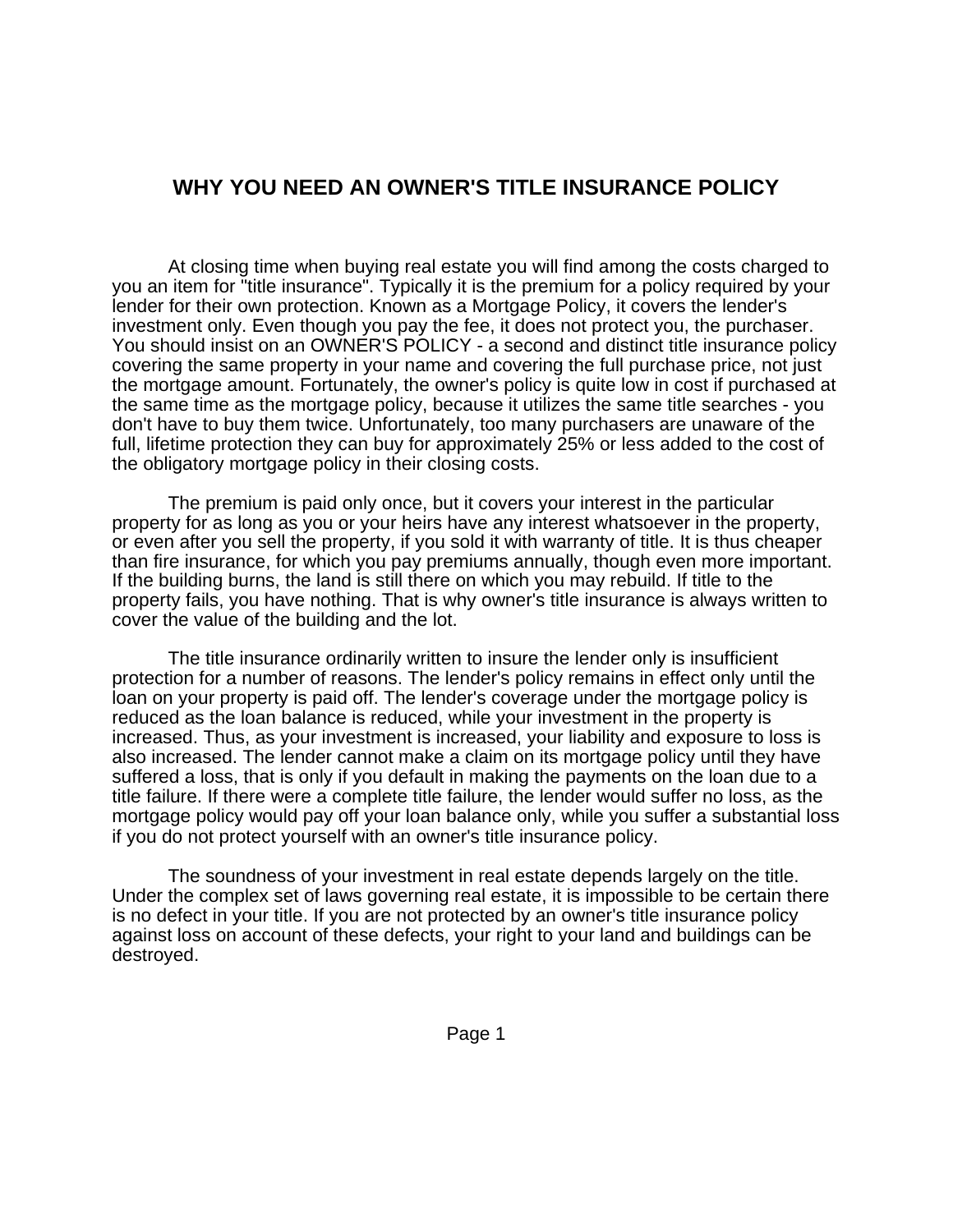# WHY YOU NEED AN OWNER'S TITLE INSURANCE POLICY

At closing time when buying real estate you will find among the costs charged to you an item for "title insurance". Typically it is the premium for a policy required by your lender for their own protection. Known as a Mortgage Policy, it covers the lender's investment only. Even though you pay the fee, it does not protect you, the purchaser. You should insist on an OWNER'S POLICY - a second and distinct title insurance policy covering the same property in your name and covering the full purchase price, not just the mortgage amount. Fortunately, the owner's policy is quite low in cost if purchased at the same time as the mortgage policy, because it utilizes the same title searches - you don't have to buy them twice. Unfortunately, too many purchasers are unaware of the full, lifetime protection they can buy for approximately 25% or less added to the cost of the obligatory mortgage policy in their closing costs.

The premium is paid only once, but it covers your interest in the particular property for as long as you or your heirs have any interest whatsoever in the property, or even after you sell the property, if you sold it with warranty of title. It is thus cheaper than fire insurance, for which you pay premiums annually, though even more important. If the building burns, the land is still there on which you may rebuild. If title to the property fails, you have nothing. That is why owner's title insurance is always written to cover the value of the building and the lot.

The title insurance ordinarily written to insure the lender only is insufficient protection for a number of reasons. The lender's policy remains in effect only until the loan on your property is paid off. The lender's coverage under the mortgage policy is reduced as the loan balance is reduced, while your investment in the property is increased. Thus, as your investment is increased, your liability and exposure to loss is also increased. The lender cannot make a claim on its mortgage policy until they have suffered a loss, that is only if you default in making the payments on the loan due to a title failure. If there were a complete title failure, the lender would suffer no loss, as the mortgage policy would pay off your loan balance only, while you suffer a substantial loss if you do not protect yourself with an owner's title insurance policy.

The soundness of your investment in real estate depends largely on the title. Under the complex set of laws governing real estate, it is impossible to be certain there is no defect in your title. If you are not protected by an owner's title insurance policy against loss on account of these defects, your right to your land and buildings can be destroyed.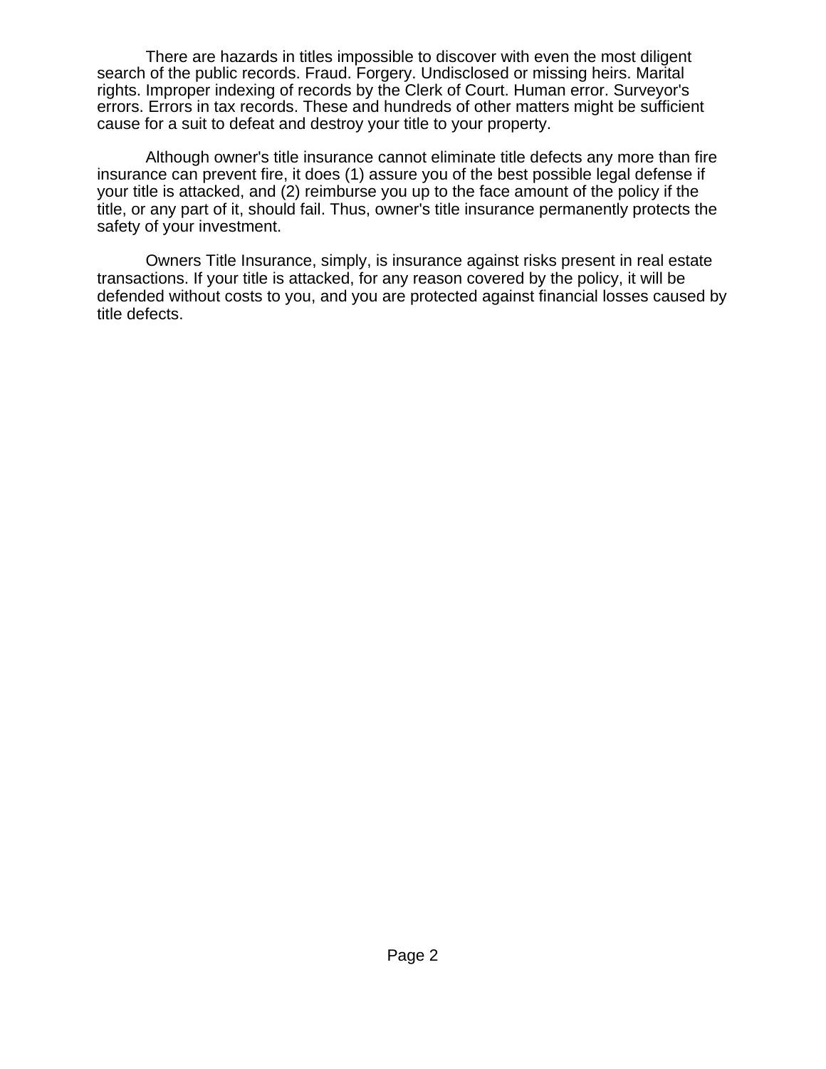There are hazards in titles impossible to discover with even the most diligent search of the public records. Fraud. Forgery. Undisclosed or missing heirs. Marital rights. Improper indexing of records by the Clerk of Court. Human error. Surveyor's errors. Errors in tax records. These and hundreds of other matters might be sufficient cause for a suit to defeat and destroy your title to your property.

Although owner's title insurance cannot eliminate title defects any more than fire insurance can prevent fire, it does (1) assure you of the best possible legal defense if your title is attacked, and (2) reimburse you up to the face amount of the policy if the title, or any part of it, should fail. Thus, owner's title insurance permanently protects the safety of your investment.

Owners Title Insurance, simply, is insurance against risks present in real estate transactions. If your title is attacked, for any reason covered by the policy, it will be defended without costs to you, and you are protected against financial losses caused by title defects.